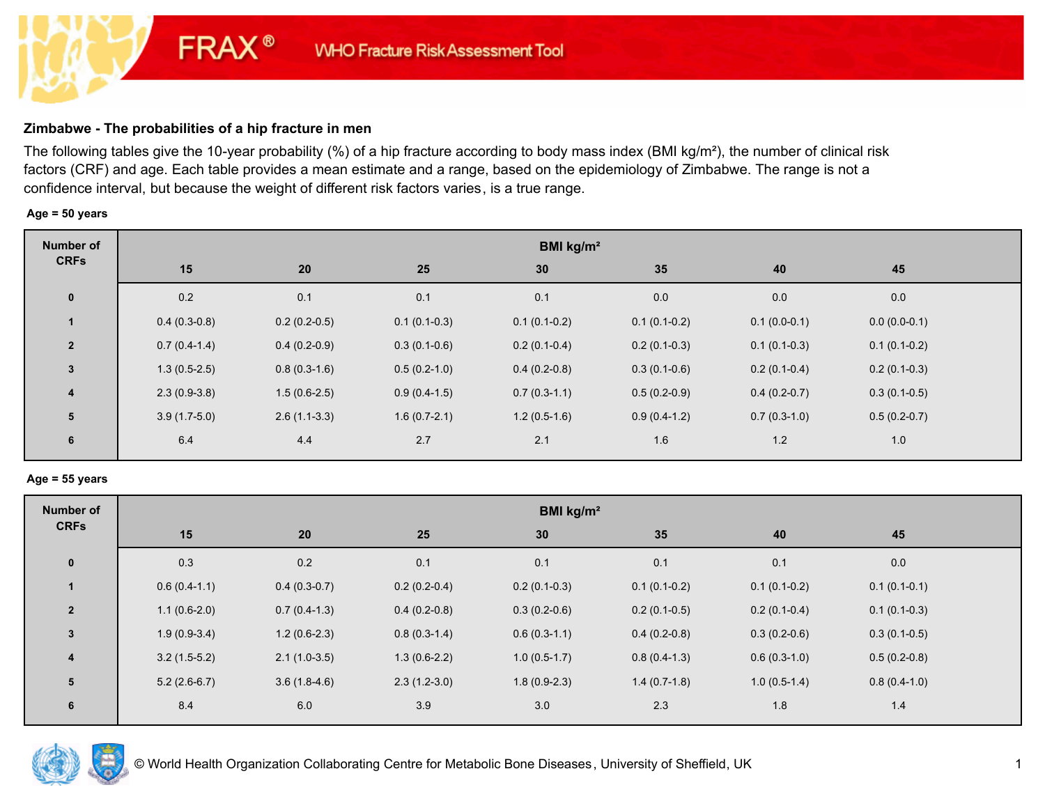FRAX® WHO Fracture Risk Assessment Tool

## Zimbabwe - The probabilities of a hip fracture in men

The following tables give the 10-year probability (%) of a hip fracture according to body mass index (BMI kg/m²), the number of clinical risk factors (CRF) and age. Each table provides a mean estimate and a range, based on the epidemiology of Zimbabwe. The range is not a confidence interval, but because the weight of different risk factors varies, is a true range.

**Age = 50 years**

| Number of CRFs | BMI kg/m² | | | | | | |
|---|---|---|---|---|---|---|---|
| | 15 | 20 | 25 | 30 | 35 | 40 | 45 |
| 0 | 0.2 | 0.1 | 0.1 | 0.1 | 0.0 | 0.0 | 0.0 |
| 1 | 0.4 (0.3-0.8) | 0.2 (0.2-0.5) | 0.1 (0.1-0.3) | 0.1 (0.1-0.2) | 0.1 (0.1-0.2) | 0.1 (0.0-0.1) | 0.0 (0.0-0.1) |
| 2 | 0.7 (0.4-1.4) | 0.4 (0.2-0.9) | 0.3 (0.1-0.6) | 0.2 (0.1-0.4) | 0.2 (0.1-0.3) | 0.1 (0.1-0.3) | 0.1 (0.1-0.2) |
| 3 | 1.3 (0.5-2.5) | 0.8 (0.3-1.6) | 0.5 (0.2-1.0) | 0.4 (0.2-0.8) | 0.3 (0.1-0.6) | 0.2 (0.1-0.4) | 0.2 (0.1-0.3) |
| 4 | 2.3 (0.9-3.8) | 1.5 (0.6-2.5) | 0.9 (0.4-1.5) | 0.7 (0.3-1.1) | 0.5 (0.2-0.9) | 0.4 (0.2-0.7) | 0.3 (0.1-0.5) |
| 5 | 3.9 (1.7-5.0) | 2.6 (1.1-3.3) | 1.6 (0.7-2.1) | 1.2 (0.5-1.6) | 0.9 (0.4-1.2) | 0.7 (0.3-1.0) | 0.5 (0.2-0.7) |
| 6 | 6.4 | 4.4 | 2.7 | 2.1 | 1.6 | 1.2 | 1.0 |

**Age = 55 years**

| Number of CRFs | BMI kg/m² | | | | | | |
|---|---|---|---|---|---|---|---|
| | 15 | 20 | 25 | 30 | 35 | 40 | 45 |
| 0 | 0.3 | 0.2 | 0.1 | 0.1 | 0.1 | 0.1 | 0.0 |
| 1 | 0.6 (0.4-1.1) | 0.4 (0.3-0.7) | 0.2 (0.2-0.4) | 0.2 (0.1-0.3) | 0.1 (0.1-0.2) | 0.1 (0.1-0.2) | 0.1 (0.1-0.1) |
| 2 | 1.1 (0.6-2.0) | 0.7 (0.4-1.3) | 0.4 (0.2-0.8) | 0.3 (0.2-0.6) | 0.2 (0.1-0.5) | 0.2 (0.1-0.4) | 0.1 (0.1-0.3) |
| 3 | 1.9 (0.9-3.4) | 1.2 (0.6-2.3) | 0.8 (0.3-1.4) | 0.6 (0.3-1.1) | 0.4 (0.2-0.8) | 0.3 (0.2-0.6) | 0.3 (0.1-0.5) |
| 4 | 3.2 (1.5-5.2) | 2.1 (1.0-3.5) | 1.3 (0.6-2.2) | 1.0 (0.5-1.7) | 0.8 (0.4-1.3) | 0.6 (0.3-1.0) | 0.5 (0.2-0.8) |
| 5 | 5.2 (2.6-6.7) | 3.6 (1.8-4.6) | 2.3 (1.2-3.0) | 1.8 (0.9-2.3) | 1.4 (0.7-1.8) | 1.0 (0.5-1.4) | 0.8 (0.4-1.0) |
| 6 | 8.4 | 6.0 | 3.9 | 3.0 | 2.3 | 1.8 | 1.4 |

© World Health Organization Collaborating Centre for Metabolic Bone Diseases, University of Sheffield, UK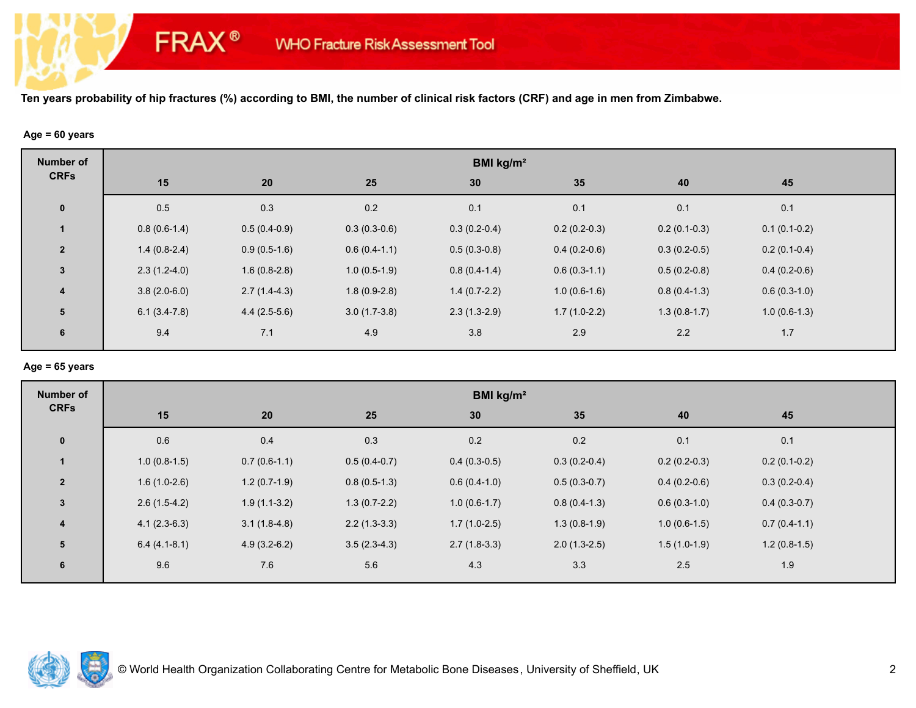FRAX® WHO Fracture Risk Assessment Tool

**Ten years probability of hip fractures (%) according to BMI, the number of clinical risk factors (CRF) and age in men from Zimbabwe.**

**Age = 60 years**

| Number of CRFs | BMI kg/m² | | | | | | |
|---|---|---|---|---|---|---|---|
| | 15 | 20 | 25 | 30 | 35 | 40 | 45 |
| 0 | 0.5 | 0.3 | 0.2 | 0.1 | 0.1 | 0.1 | 0.1 |
| 1 | 0.8 (0.6-1.4) | 0.5 (0.4-0.9) | 0.3 (0.3-0.6) | 0.3 (0.2-0.4) | 0.2 (0.2-0.3) | 0.2 (0.1-0.3) | 0.1 (0.1-0.2) |
| 2 | 1.4 (0.8-2.4) | 0.9 (0.5-1.6) | 0.6 (0.4-1.1) | 0.5 (0.3-0.8) | 0.4 (0.2-0.6) | 0.3 (0.2-0.5) | 0.2 (0.1-0.4) |
| 3 | 2.3 (1.2-4.0) | 1.6 (0.8-2.8) | 1.0 (0.5-1.9) | 0.8 (0.4-1.4) | 0.6 (0.3-1.1) | 0.5 (0.2-0.8) | 0.4 (0.2-0.6) |
| 4 | 3.8 (2.0-6.0) | 2.7 (1.4-4.3) | 1.8 (0.9-2.8) | 1.4 (0.7-2.2) | 1.0 (0.6-1.6) | 0.8 (0.4-1.3) | 0.6 (0.3-1.0) |
| 5 | 6.1 (3.4-7.8) | 4.4 (2.5-5.6) | 3.0 (1.7-3.8) | 2.3 (1.3-2.9) | 1.7 (1.0-2.2) | 1.3 (0.8-1.7) | 1.0 (0.6-1.3) |
| 6 | 9.4 | 7.1 | 4.9 | 3.8 | 2.9 | 2.2 | 1.7 |

**Age = 65 years**

| Number of CRFs | BMI kg/m² | | | | | | |
|---|---|---|---|---|---|---|---|
| | 15 | 20 | 25 | 30 | 35 | 40 | 45 |
| 0 | 0.6 | 0.4 | 0.3 | 0.2 | 0.2 | 0.1 | 0.1 |
| 1 | 1.0 (0.8-1.5) | 0.7 (0.6-1.1) | 0.5 (0.4-0.7) | 0.4 (0.3-0.5) | 0.3 (0.2-0.4) | 0.2 (0.2-0.3) | 0.2 (0.1-0.2) |
| 2 | 1.6 (1.0-2.6) | 1.2 (0.7-1.9) | 0.8 (0.5-1.3) | 0.6 (0.4-1.0) | 0.5 (0.3-0.7) | 0.4 (0.2-0.6) | 0.3 (0.2-0.4) |
| 3 | 2.6 (1.5-4.2) | 1.9 (1.1-3.2) | 1.3 (0.7-2.2) | 1.0 (0.6-1.7) | 0.8 (0.4-1.3) | 0.6 (0.3-1.0) | 0.4 (0.3-0.7) |
| 4 | 4.1 (2.3-6.3) | 3.1 (1.8-4.8) | 2.2 (1.3-3.3) | 1.7 (1.0-2.5) | 1.3 (0.8-1.9) | 1.0 (0.6-1.5) | 0.7 (0.4-1.1) |
| 5 | 6.4 (4.1-8.1) | 4.9 (3.2-6.2) | 3.5 (2.3-4.3) | 2.7 (1.8-3.3) | 2.0 (1.3-2.5) | 1.5 (1.0-1.9) | 1.2 (0.8-1.5) |
| 6 | 9.6 | 7.6 | 5.6 | 4.3 | 3.3 | 2.5 | 1.9 |

© World Health Organization Collaborating Centre for Metabolic Bone Diseases, University of Sheffield, UK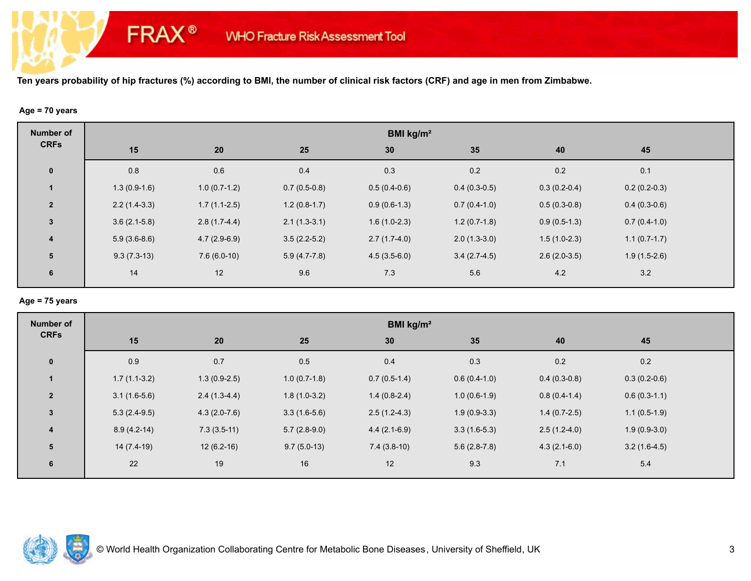FRAX® WHO Fracture Risk Assessment Tool

**Ten years probability of hip fractures (%) according to BMI, the number of clinical risk factors (CRF) and age in men from Zimbabwe.**

**Age = 70 years**

| Number of CRFs | BMI kg/m² | | | | | | |
|---|---|---|---|---|---|---|---|
| | 15 | 20 | 25 | 30 | 35 | 40 | 45 |
| 0 | 0.8 | 0.6 | 0.4 | 0.3 | 0.2 | 0.2 | 0.1 |
| 1 | 1.3 (0.9-1.6) | 1.0 (0.7-1.2) | 0.7 (0.5-0.8) | 0.5 (0.4-0.6) | 0.4 (0.3-0.5) | 0.3 (0.2-0.4) | 0.2 (0.2-0.3) |
| 2 | 2.2 (1.4-3.3) | 1.7 (1.1-2.5) | 1.2 (0.8-1.7) | 0.9 (0.6-1.3) | 0.7 (0.4-1.0) | 0.5 (0.3-0.8) | 0.4 (0.3-0.6) |
| 3 | 3.6 (2.1-5.8) | 2.8 (1.7-4.4) | 2.1 (1.3-3.1) | 1.6 (1.0-2.3) | 1.2 (0.7-1.8) | 0.9 (0.5-1.3) | 0.7 (0.4-1.0) |
| 4 | 5.9 (3.6-8.6) | 4.7 (2.9-6.9) | 3.5 (2.2-5.2) | 2.7 (1.7-4.0) | 2.0 (1.3-3.0) | 1.5 (1.0-2.3) | 1.1 (0.7-1.7) |
| 5 | 9.3 (7.3-13) | 7.6 (6.0-10) | 5.9 (4.7-7.8) | 4.5 (3.5-6.0) | 3.4 (2.7-4.5) | 2.6 (2.0-3.5) | 1.9 (1.5-2.6) |
| 6 | 14 | 12 | 9.6 | 7.3 | 5.6 | 4.2 | 3.2 |

**Age = 75 years**

| Number of CRFs | BMI kg/m² | | | | | | |
|---|---|---|---|---|---|---|---|
| | 15 | 20 | 25 | 30 | 35 | 40 | 45 |
| 0 | 0.9 | 0.7 | 0.5 | 0.4 | 0.3 | 0.2 | 0.2 |
| 1 | 1.7 (1.1-3.2) | 1.3 (0.9-2.5) | 1.0 (0.7-1.8) | 0.7 (0.5-1.4) | 0.6 (0.4-1.0) | 0.4 (0.3-0.8) | 0.3 (0.2-0.6) |
| 2 | 3.1 (1.6-5.6) | 2.4 (1.3-4.4) | 1.8 (1.0-3.2) | 1.4 (0.8-2.4) | 1.0 (0.6-1.9) | 0.8 (0.4-1.4) | 0.6 (0.3-1.1) |
| 3 | 5.3 (2.4-9.5) | 4.3 (2.0-7.6) | 3.3 (1.6-5.6) | 2.5 (1.2-4.3) | 1.9 (0.9-3.3) | 1.4 (0.7-2.5) | 1.1 (0.5-1.9) |
| 4 | 8.9 (4.2-14) | 7.3 (3.5-11) | 5.7 (2.8-9.0) | 4.4 (2.1-6.9) | 3.3 (1.6-5.3) | 2.5 (1.2-4.0) | 1.9 (0.9-3.0) |
| 5 | 14 (7.4-19) | 12 (6.2-16) | 9.7 (5.0-13) | 7.4 (3.8-10) | 5.6 (2.8-7.8) | 4.3 (2.1-6.0) | 3.2 (1.6-4.5) |
| 6 | 22 | 19 | 16 | 12 | 9.3 | 7.1 | 5.4 |

© World Health Organization Collaborating Centre for Metabolic Bone Diseases, University of Sheffield, UK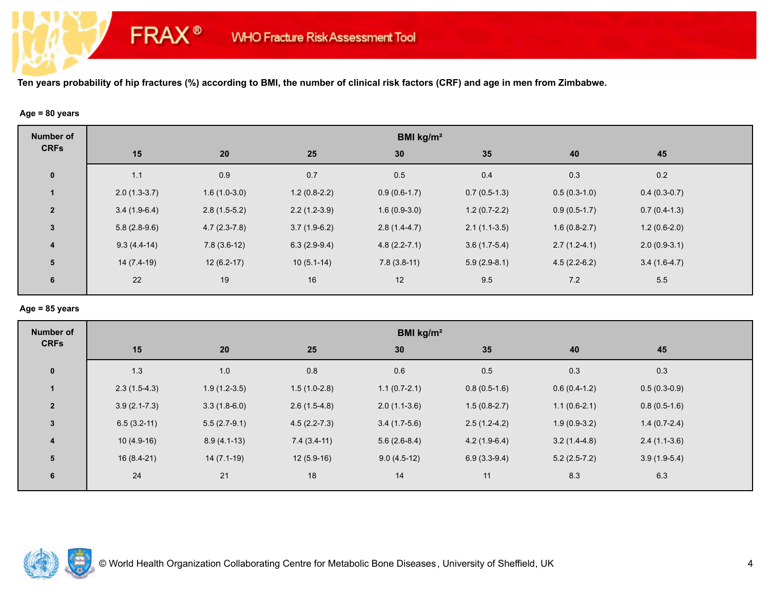# FRAX® WHO Fracture Risk Assessment Tool

**Ten years probability of hip fractures (%) according to BMI, the number of clinical risk factors (CRF) and age in men from Zimbabwe.**

**Age = 80 years**

| Number of CRFs | BMI kg/m² | | | | | | |
|---|---|---|---|---|---|---|---|
| | 15 | 20 | 25 | 30 | 35 | 40 | 45 |
| 0 | 1.1 | 0.9 | 0.7 | 0.5 | 0.4 | 0.3 | 0.2 |
| 1 | 2.0 (1.3-3.7) | 1.6 (1.0-3.0) | 1.2 (0.8-2.2) | 0.9 (0.6-1.7) | 0.7 (0.5-1.3) | 0.5 (0.3-1.0) | 0.4 (0.3-0.7) |
| 2 | 3.4 (1.9-6.4) | 2.8 (1.5-5.2) | 2.2 (1.2-3.9) | 1.6 (0.9-3.0) | 1.2 (0.7-2.2) | 0.9 (0.5-1.7) | 0.7 (0.4-1.3) |
| 3 | 5.8 (2.8-9.6) | 4.7 (2.3-7.8) | 3.7 (1.9-6.2) | 2.8 (1.4-4.7) | 2.1 (1.1-3.5) | 1.6 (0.8-2.7) | 1.2 (0.6-2.0) |
| 4 | 9.3 (4.4-14) | 7.8 (3.6-12) | 6.3 (2.9-9.4) | 4.8 (2.2-7.1) | 3.6 (1.7-5.4) | 2.7 (1.2-4.1) | 2.0 (0.9-3.1) |
| 5 | 14 (7.4-19) | 12 (6.2-17) | 10 (5.1-14) | 7.8 (3.8-11) | 5.9 (2.9-8.1) | 4.5 (2.2-6.2) | 3.4 (1.6-4.7) |
| 6 | 22 | 19 | 16 | 12 | 9.5 | 7.2 | 5.5 |

**Age = 85 years**

| Number of CRFs | BMI kg/m² | | | | | | |
|---|---|---|---|---|---|---|---|
| | 15 | 20 | 25 | 30 | 35 | 40 | 45 |
| 0 | 1.3 | 1.0 | 0.8 | 0.6 | 0.5 | 0.3 | 0.3 |
| 1 | 2.3 (1.5-4.3) | 1.9 (1.2-3.5) | 1.5 (1.0-2.8) | 1.1 (0.7-2.1) | 0.8 (0.5-1.6) | 0.6 (0.4-1.2) | 0.5 (0.3-0.9) |
| 2 | 3.9 (2.1-7.3) | 3.3 (1.8-6.0) | 2.6 (1.5-4.8) | 2.0 (1.1-3.6) | 1.5 (0.8-2.7) | 1.1 (0.6-2.1) | 0.8 (0.5-1.6) |
| 3 | 6.5 (3.2-11) | 5.5 (2.7-9.1) | 4.5 (2.2-7.3) | 3.4 (1.7-5.6) | 2.5 (1.2-4.2) | 1.9 (0.9-3.2) | 1.4 (0.7-2.4) |
| 4 | 10 (4.9-16) | 8.9 (4.1-13) | 7.4 (3.4-11) | 5.6 (2.6-8.4) | 4.2 (1.9-6.4) | 3.2 (1.4-4.8) | 2.4 (1.1-3.6) |
| 5 | 16 (8.4-21) | 14 (7.1-19) | 12 (5.9-16) | 9.0 (4.5-12) | 6.9 (3.3-9.4) | 5.2 (2.5-7.2) | 3.9 (1.9-5.4) |
| 6 | 24 | 21 | 18 | 14 | 11 | 8.3 | 6.3 |

© World Health Organization Collaborating Centre for Metabolic Bone Diseases, University of Sheffield, UK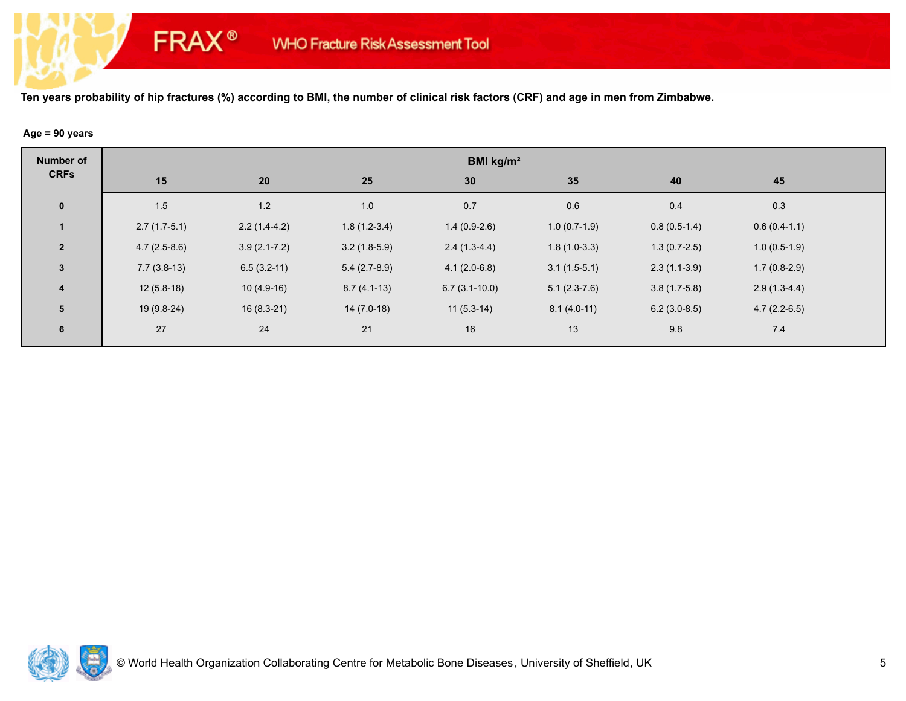FRAX® WHO Fracture Risk Assessment Tool

**Ten years probability of hip fractures (%) according to BMI, the number of clinical risk factors (CRF) and age in men from Zimbabwe.**

**Age = 90 years**

| Number of CRFs | BMI kg/m² | | | | | | |
|---|---|---|---|---|---|---|---|
| | 15 | 20 | 25 | 30 | 35 | 40 | 45 |
| 0 | 1.5 | 1.2 | 1.0 | 0.7 | 0.6 | 0.4 | 0.3 |
| 1 | 2.7 (1.7-5.1) | 2.2 (1.4-4.2) | 1.8 (1.2-3.4) | 1.4 (0.9-2.6) | 1.0 (0.7-1.9) | 0.8 (0.5-1.4) | 0.6 (0.4-1.1) |
| 2 | 4.7 (2.5-8.6) | 3.9 (2.1-7.2) | 3.2 (1.8-5.9) | 2.4 (1.3-4.4) | 1.8 (1.0-3.3) | 1.3 (0.7-2.5) | 1.0 (0.5-1.9) |
| 3 | 7.7 (3.8-13) | 6.5 (3.2-11) | 5.4 (2.7-8.9) | 4.1 (2.0-6.8) | 3.1 (1.5-5.1) | 2.3 (1.1-3.9) | 1.7 (0.8-2.9) |
| 4 | 12 (5.8-18) | 10 (4.9-16) | 8.7 (4.1-13) | 6.7 (3.1-10.0) | 5.1 (2.3-7.6) | 3.8 (1.7-5.8) | 2.9 (1.3-4.4) |
| 5 | 19 (9.8-24) | 16 (8.3-21) | 14 (7.0-18) | 11 (5.3-14) | 8.1 (4.0-11) | 6.2 (3.0-8.5) | 4.7 (2.2-6.5) |
| 6 | 27 | 24 | 21 | 16 | 13 | 9.8 | 7.4 |

© World Health Organization Collaborating Centre for Metabolic Bone Diseases, University of Sheffield, UK